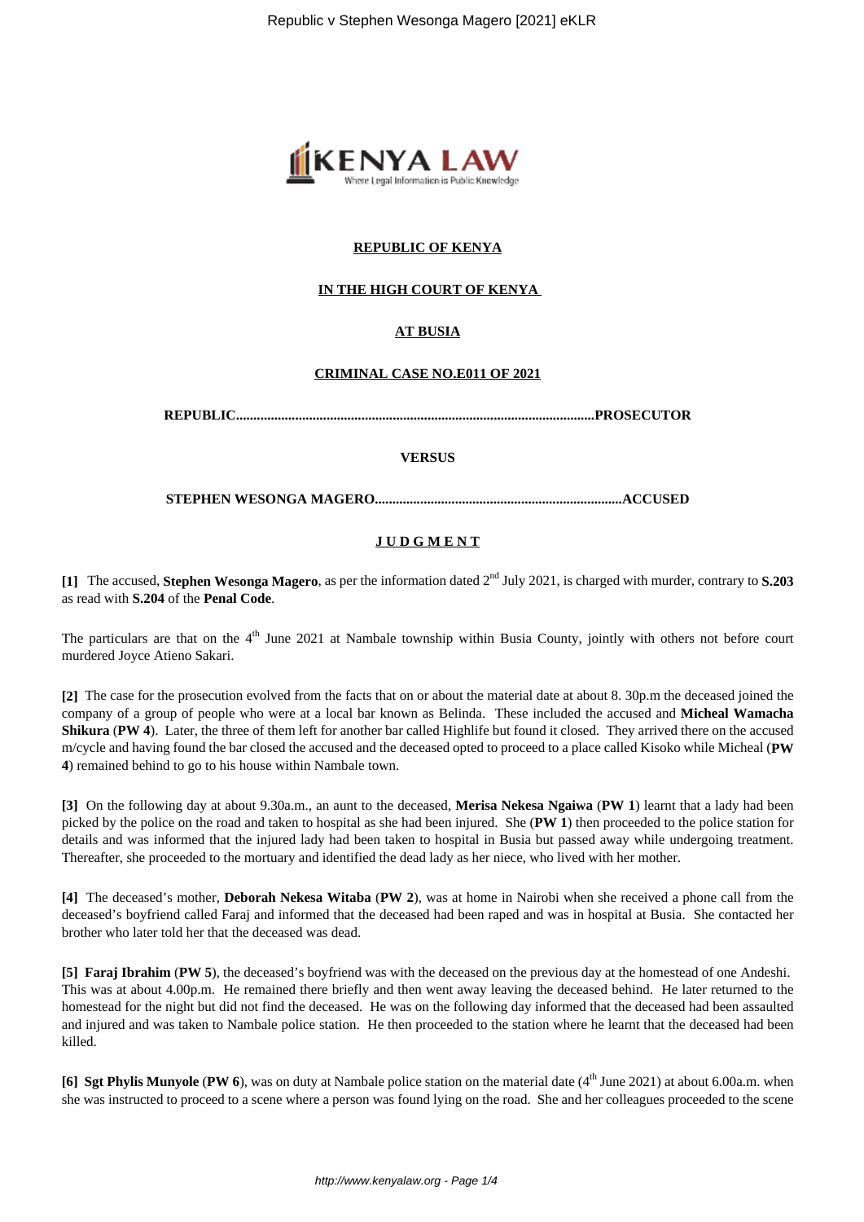**REPUBLIC OF KENYA**

**IN THE HIGH COURT OF KENYA**

**AT BUSIA**

**CRIMINAL CASE NO.E011 OF 2021**

**REPUBLIC.......................................................................................................PROSECUTOR**

**VERSUS**

**STEPHEN WESONGA MAGERO.......................................................................ACCUSED**

**J U D G M E N T**

**[1]** The accused, **Stephen Wesonga Magero**, as per the information dated 2nd July 2021, is charged with murder, contrary to **S.203** as read with **S.204** of the **Penal Code**.

The particulars are that on the 4th June 2021 at Nambale township within Busia County, jointly with others not before court murdered Joyce Atieno Sakari.

**[2]** The case for the prosecution evolved from the facts that on or about the material date at about 8. 30p.m the deceased joined the company of a group of people who were at a local bar known as Belinda. These included the accused and **Micheal Wamacha Shikura** (**PW 4**). Later, the three of them left for another bar called Highlife but found it closed. They arrived there on the accused m/cycle and having found the bar closed the accused and the deceased opted to proceed to a place called Kisoko while Micheal (**PW 4**) remained behind to go to his house within Nambale town.

**[3]** On the following day at about 9.30a.m., an aunt to the deceased, **Merisa Nekesa Ngaiwa** (**PW 1**) learnt that a lady had been picked by the police on the road and taken to hospital as she had been injured. She (**PW 1**) then proceeded to the police station for details and was informed that the injured lady had been taken to hospital in Busia but passed away while undergoing treatment. Thereafter, she proceeded to the mortuary and identified the dead lady as her niece, who lived with her mother.

**[4]** The deceased's mother, **Deborah Nekesa Witaba** (**PW 2**), was at home in Nairobi when she received a phone call from the deceased's boyfriend called Faraj and informed that the deceased had been raped and was in hospital at Busia. She contacted her brother who later told her that the deceased was dead.

**[5] Faraj Ibrahim** (**PW 5**), the deceased's boyfriend was with the deceased on the previous day at the homestead of one Andeshi. This was at about 4.00p.m. He remained there briefly and then went away leaving the deceased behind. He later returned to the homestead for the night but did not find the deceased. He was on the following day informed that the deceased had been assaulted and injured and was taken to Nambale police station. He then proceeded to the station where he learnt that the deceased had been killed.

**[6] Sgt Phylis Munyole** (**PW 6**), was on duty at Nambale police station on the material date (4th June 2021) at about 6.00a.m. when she was instructed to proceed to a scene where a person was found lying on the road. She and her colleagues proceeded to the scene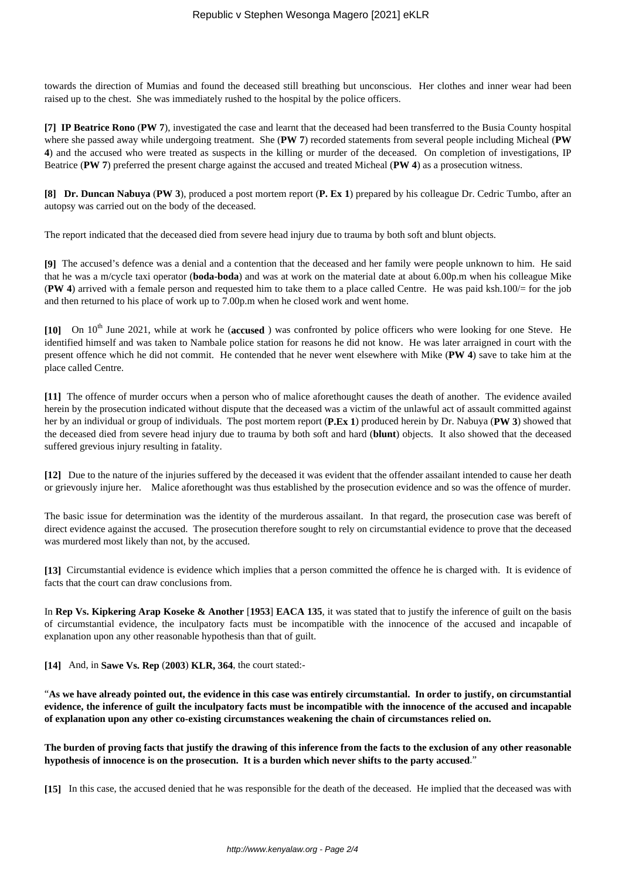towards the direction of Mumias and found the deceased still breathing but unconscious. Her clothes and inner wear had been raised up to the chest. She was immediately rushed to the hospital by the police officers.

**[7] IP Beatrice Rono** (**PW 7**), investigated the case and learnt that the deceased had been transferred to the Busia County hospital where she passed away while undergoing treatment. She (**PW 7**) recorded statements from several people including Micheal (**PW 4**) and the accused who were treated as suspects in the killing or murder of the deceased. On completion of investigations, IP Beatrice (**PW 7**) preferred the present charge against the accused and treated Micheal (**PW 4**) as a prosecution witness.

**[8] Dr. Duncan Nabuya** (**PW 3**), produced a post mortem report (**P. Ex 1**) prepared by his colleague Dr. Cedric Tumbo, after an autopsy was carried out on the body of the deceased.

The report indicated that the deceased died from severe head injury due to trauma by both soft and blunt objects.

**[9]** The accused's defence was a denial and a contention that the deceased and her family were people unknown to him. He said that he was a m/cycle taxi operator (**boda-boda**) and was at work on the material date at about 6.00p.m when his colleague Mike (**PW 4**) arrived with a female person and requested him to take them to a place called Centre. He was paid ksh.100/= for the job and then returned to his place of work up to 7.00p.m when he closed work and went home.

**[10]** On 10th June 2021, while at work he (**accused** ) was confronted by police officers who were looking for one Steve. He identified himself and was taken to Nambale police station for reasons he did not know. He was later arraigned in court with the present offence which he did not commit. He contended that he never went elsewhere with Mike (**PW 4**) save to take him at the place called Centre.

**[11]** The offence of murder occurs when a person who of malice aforethought causes the death of another. The evidence availed herein by the prosecution indicated without dispute that the deceased was a victim of the unlawful act of assault committed against her by an individual or group of individuals. The post mortem report (**P.Ex 1**) produced herein by Dr. Nabuya (**PW 3**) showed that the deceased died from severe head injury due to trauma by both soft and hard (**blunt**) objects. It also showed that the deceased suffered grevious injury resulting in fatality.

**[12]** Due to the nature of the injuries suffered by the deceased it was evident that the offender assailant intended to cause her death or grievously injure her. Malice aforethought was thus established by the prosecution evidence and so was the offence of murder.

The basic issue for determination was the identity of the murderous assailant. In that regard, the prosecution case was bereft of direct evidence against the accused. The prosecution therefore sought to rely on circumstantial evidence to prove that the deceased was murdered most likely than not, by the accused.

**[13]** Circumstantial evidence is evidence which implies that a person committed the offence he is charged with. It is evidence of facts that the court can draw conclusions from.

In **Rep Vs. Kipkering Arap Koseke & Another** [**1953**] **EACA 135**, it was stated that to justify the inference of guilt on the basis of circumstantial evidence, the inculpatory facts must be incompatible with the innocence of the accused and incapable of explanation upon any other reasonable hypothesis than that of guilt.

**[14]** And, in **Sawe Vs. Rep** (**2003**) **KLR, 364**, the court stated:-

"**As we have already pointed out, the evidence in this case was entirely circumstantial. In order to justify, on circumstantial evidence, the inference of guilt the inculpatory facts must be incompatible with the innocence of the accused and incapable of explanation upon any other co-existing circumstances weakening the chain of circumstances relied on.**

**The burden of proving facts that justify the drawing of this inference from the facts to the exclusion of any other reasonable hypothesis of innocence is on the prosecution. It is a burden which never shifts to the party accused**."

**[15]** In this case, the accused denied that he was responsible for the death of the deceased. He implied that the deceased was with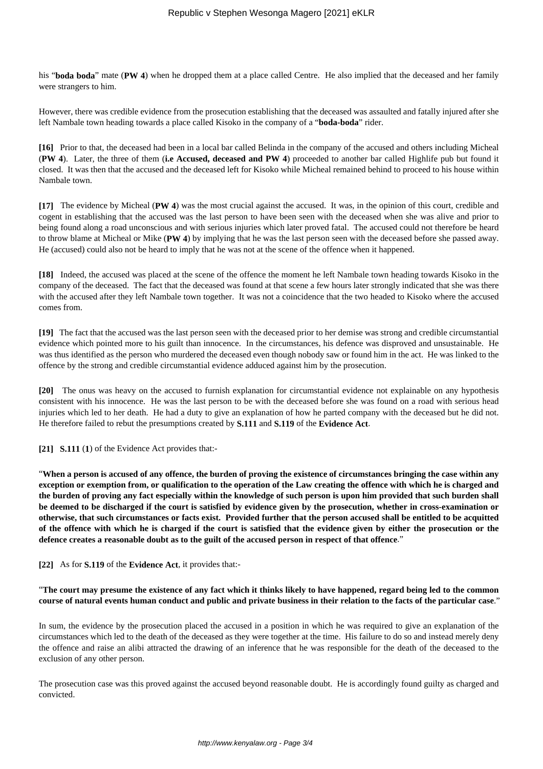his "**boda boda**" mate (**PW 4**) when he dropped them at a place called Centre. He also implied that the deceased and her family were strangers to him.

However, there was credible evidence from the prosecution establishing that the deceased was assaulted and fatally injured after she left Nambale town heading towards a place called Kisoko in the company of a "**boda-boda**" rider.

**[16]** Prior to that, the deceased had been in a local bar called Belinda in the company of the accused and others including Micheal (**PW 4**). Later, the three of them (**i.e Accused, deceased and PW 4**) proceeded to another bar called Highlife pub but found it closed. It was then that the accused and the deceased left for Kisoko while Micheal remained behind to proceed to his house within Nambale town.

**[17]** The evidence by Micheal (**PW 4**) was the most crucial against the accused. It was, in the opinion of this court, credible and cogent in establishing that the accused was the last person to have been seen with the deceased when she was alive and prior to being found along a road unconscious and with serious injuries which later proved fatal. The accused could not therefore be heard to throw blame at Micheal or Mike (**PW 4**) by implying that he was the last person seen with the deceased before she passed away. He (accused) could also not be heard to imply that he was not at the scene of the offence when it happened.

**[18]** Indeed, the accused was placed at the scene of the offence the moment he left Nambale town heading towards Kisoko in the company of the deceased. The fact that the deceased was found at that scene a few hours later strongly indicated that she was there with the accused after they left Nambale town together. It was not a coincidence that the two headed to Kisoko where the accused comes from.

**[19]** The fact that the accused was the last person seen with the deceased prior to her demise was strong and credible circumstantial evidence which pointed more to his guilt than innocence. In the circumstances, his defence was disproved and unsustainable. He was thus identified as the person who murdered the deceased even though nobody saw or found him in the act. He was linked to the offence by the strong and credible circumstantial evidence adduced against him by the prosecution.

**[20]** The onus was heavy on the accused to furnish explanation for circumstantial evidence not explainable on any hypothesis consistent with his innocence. He was the last person to be with the deceased before she was found on a road with serious head injuries which led to her death. He had a duty to give an explanation of how he parted company with the deceased but he did not. He therefore failed to rebut the presumptions created by **S.111** and **S.119** of the **Evidence Act**.

**[21]** **S.111** (**1**) of the Evidence Act provides that:-

"**When a person is accused of any offence, the burden of proving the existence of circumstances bringing the case within any exception or exemption from, or qualification to the operation of the Law creating the offence with which he is charged and the burden of proving any fact especially within the knowledge of such person is upon him provided that such burden shall be deemed to be discharged if the court is satisfied by evidence given by the prosecution, whether in cross-examination or otherwise, that such circumstances or facts exist. Provided further that the person accused shall be entitled to be acquitted of the offence with which he is charged if the court is satisfied that the evidence given by either the prosecution or the defence creates a reasonable doubt as to the guilt of the accused person in respect of that offence**."

**[22]** As for **S.119** of the **Evidence Act**, it provides that:-

"**The court may presume the existence of any fact which it thinks likely to have happened, regard being led to the common course of natural events human conduct and public and private business in their relation to the facts of the particular case**."

In sum, the evidence by the prosecution placed the accused in a position in which he was required to give an explanation of the circumstances which led to the death of the deceased as they were together at the time. His failure to do so and instead merely deny the offence and raise an alibi attracted the drawing of an inference that he was responsible for the death of the deceased to the exclusion of any other person.

The prosecution case was this proved against the accused beyond reasonable doubt. He is accordingly found guilty as charged and convicted.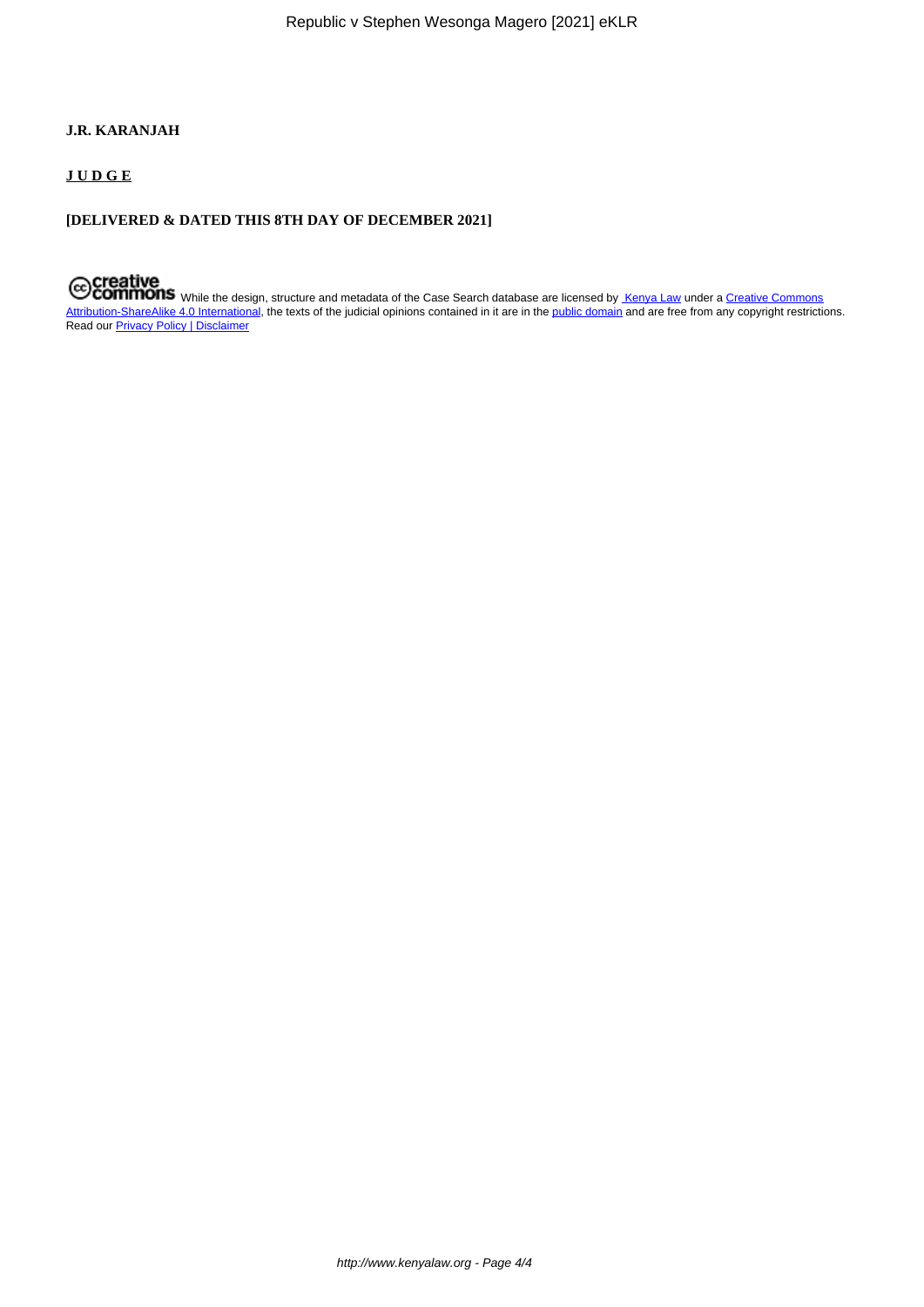**J.R. KARANJAH**

**J U D G E**

**[DELIVERED & DATED THIS 8TH DAY OF DECEMBER 2021]**

While the design, structure and metadata of the Case Search database are licensed by Kenya Law under a Creative Commons Attribution-ShareAlike 4.0 International, the texts of the judicial opinions contained in it are in the public domain and are free from any copyright restrictions. Read our Privacy Policy | Disclaimer